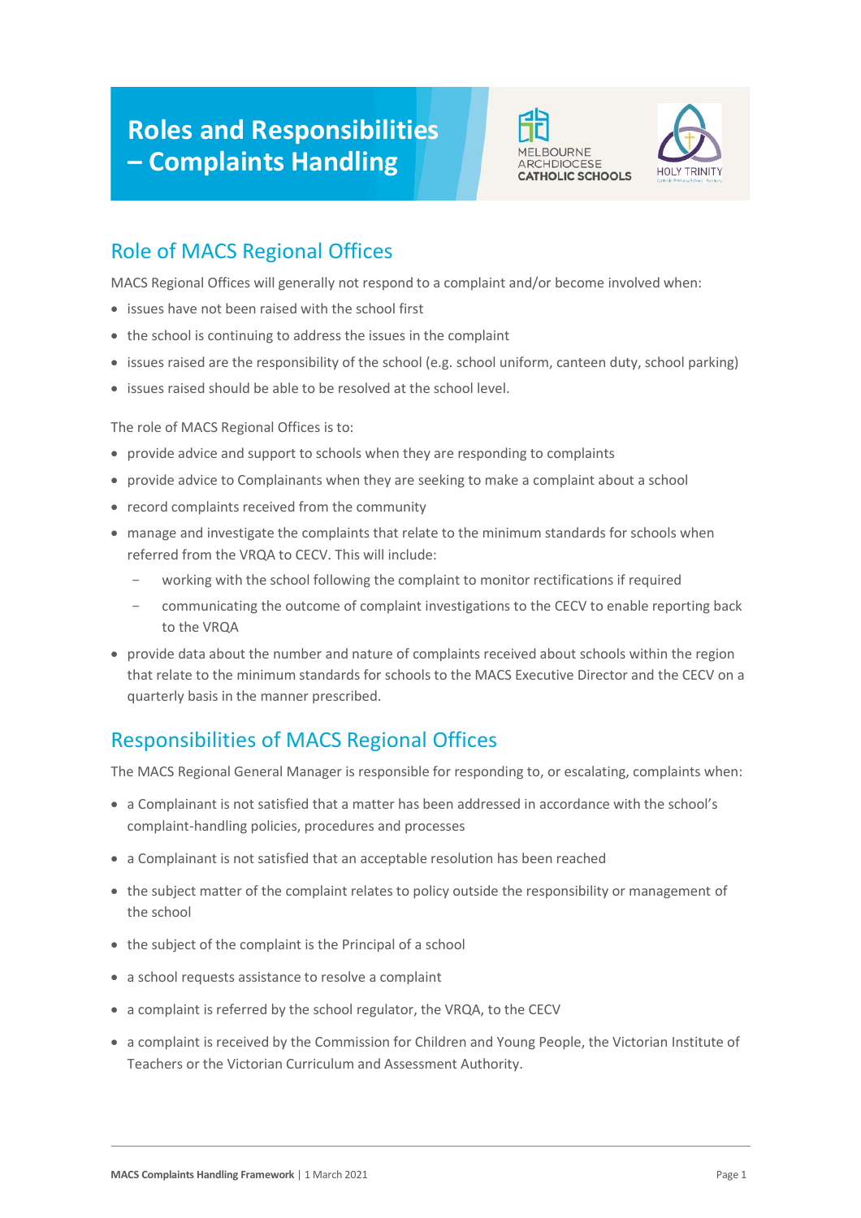# Roles and Responsibilities – Complaints Handling

## Role of MACS Regional Offices

MACS Regional Offices will generally not respond to a complaint and/or become involved when:

- issues have not been raised with the school first
- the school is continuing to address the issues in the complaint
- issues raised are the responsibility of the school (e.g. school uniform, canteen duty, school parking)
- issues raised should be able to be resolved at the school level.

The role of MACS Regional Offices is to:

- provide advice and support to schools when they are responding to complaints
- provide advice to Complainants when they are seeking to make a complaint about a school
- record complaints received from the community
- manage and investigate the complaints that relate to the minimum standards for schools when referred from the VRQA to CECV. This will include:
  - working with the school following the complaint to monitor rectifications if required
  - communicating the outcome of complaint investigations to the CECV to enable reporting back to the VRQA
- provide data about the number and nature of complaints received about schools within the region that relate to the minimum standards for schools to the MACS Executive Director and the CECV on a quarterly basis in the manner prescribed.

## Responsibilities of MACS Regional Offices

The MACS Regional General Manager is responsible for responding to, or escalating, complaints when:

- a Complainant is not satisfied that a matter has been addressed in accordance with the school's complaint-handling policies, procedures and processes
- a Complainant is not satisfied that an acceptable resolution has been reached
- the subject matter of the complaint relates to policy outside the responsibility or management of the school
- the subject of the complaint is the Principal of a school
- a school requests assistance to resolve a complaint
- a complaint is referred by the school regulator, the VRQA, to the CECV
- a complaint is received by the Commission for Children and Young People, the Victorian Institute of Teachers or the Victorian Curriculum and Assessment Authority.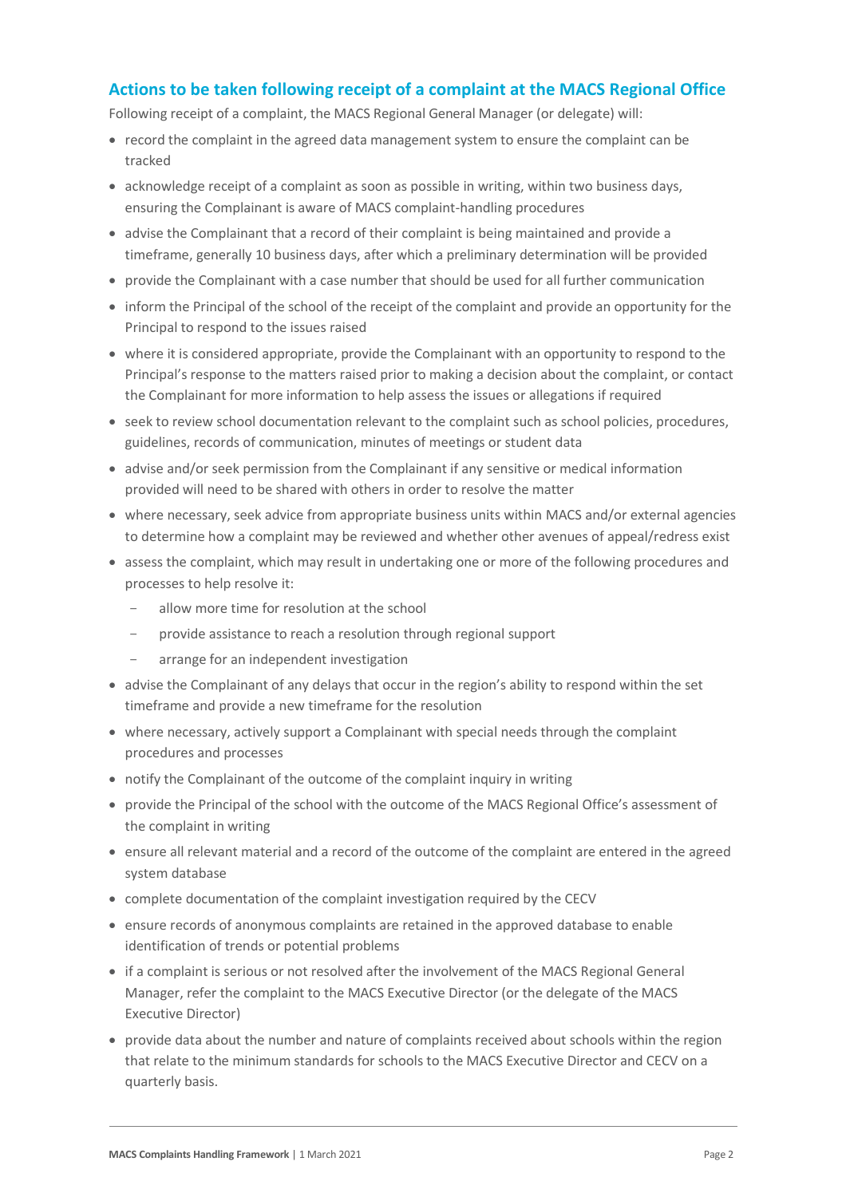## Actions to be taken following receipt of a complaint at the MACS Regional Office

Following receipt of a complaint, the MACS Regional General Manager (or delegate) will:

- record the complaint in the agreed data management system to ensure the complaint can be tracked
- acknowledge receipt of a complaint as soon as possible in writing, within two business days, ensuring the Complainant is aware of MACS complaint-handling procedures
- advise the Complainant that a record of their complaint is being maintained and provide a timeframe, generally 10 business days, after which a preliminary determination will be provided
- provide the Complainant with a case number that should be used for all further communication
- inform the Principal of the school of the receipt of the complaint and provide an opportunity for the Principal to respond to the issues raised
- where it is considered appropriate, provide the Complainant with an opportunity to respond to the Principal's response to the matters raised prior to making a decision about the complaint, or contact the Complainant for more information to help assess the issues or allegations if required
- seek to review school documentation relevant to the complaint such as school policies, procedures, guidelines, records of communication, minutes of meetings or student data
- advise and/or seek permission from the Complainant if any sensitive or medical information provided will need to be shared with others in order to resolve the matter
- where necessary, seek advice from appropriate business units within MACS and/or external agencies to determine how a complaint may be reviewed and whether other avenues of appeal/redress exist
- assess the complaint, which may result in undertaking one or more of the following procedures and processes to help resolve it:
  - allow more time for resolution at the school
  - provide assistance to reach a resolution through regional support
  - arrange for an independent investigation
- advise the Complainant of any delays that occur in the region's ability to respond within the set timeframe and provide a new timeframe for the resolution
- where necessary, actively support a Complainant with special needs through the complaint procedures and processes
- notify the Complainant of the outcome of the complaint inquiry in writing
- provide the Principal of the school with the outcome of the MACS Regional Office's assessment of the complaint in writing
- ensure all relevant material and a record of the outcome of the complaint are entered in the agreed system database
- complete documentation of the complaint investigation required by the CECV
- ensure records of anonymous complaints are retained in the approved database to enable identification of trends or potential problems
- if a complaint is serious or not resolved after the involvement of the MACS Regional General Manager, refer the complaint to the MACS Executive Director (or the delegate of the MACS Executive Director)
- provide data about the number and nature of complaints received about schools within the region that relate to the minimum standards for schools to the MACS Executive Director and CECV on a quarterly basis.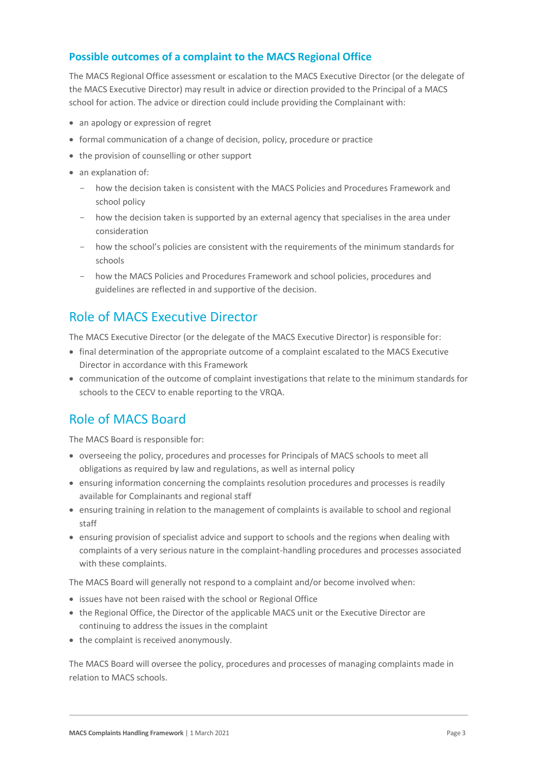### Possible outcomes of a complaint to the MACS Regional Office

The MACS Regional Office assessment or escalation to the MACS Executive Director (or the delegate of the MACS Executive Director) may result in advice or direction provided to the Principal of a MACS school for action. The advice or direction could include providing the Complainant with:

- an apology or expression of regret
- formal communication of a change of decision, policy, procedure or practice
- the provision of counselling or other support
- an explanation of:
  - how the decision taken is consistent with the MACS Policies and Procedures Framework and school policy
  - how the decision taken is supported by an external agency that specialises in the area under consideration
  - how the school's policies are consistent with the requirements of the minimum standards for schools
  - how the MACS Policies and Procedures Framework and school policies, procedures and guidelines are reflected in and supportive of the decision.

## Role of MACS Executive Director

The MACS Executive Director (or the delegate of the MACS Executive Director) is responsible for:

- final determination of the appropriate outcome of a complaint escalated to the MACS Executive Director in accordance with this Framework
- communication of the outcome of complaint investigations that relate to the minimum standards for schools to the CECV to enable reporting to the VRQA.

## Role of MACS Board

The MACS Board is responsible for:

- overseeing the policy, procedures and processes for Principals of MACS schools to meet all obligations as required by law and regulations, as well as internal policy
- ensuring information concerning the complaints resolution procedures and processes is readily available for Complainants and regional staff
- ensuring training in relation to the management of complaints is available to school and regional staff
- ensuring provision of specialist advice and support to schools and the regions when dealing with complaints of a very serious nature in the complaint-handling procedures and processes associated with these complaints.

The MACS Board will generally not respond to a complaint and/or become involved when:

- issues have not been raised with the school or Regional Office
- the Regional Office, the Director of the applicable MACS unit or the Executive Director are continuing to address the issues in the complaint
- the complaint is received anonymously.

The MACS Board will oversee the policy, procedures and processes of managing complaints made in relation to MACS schools.